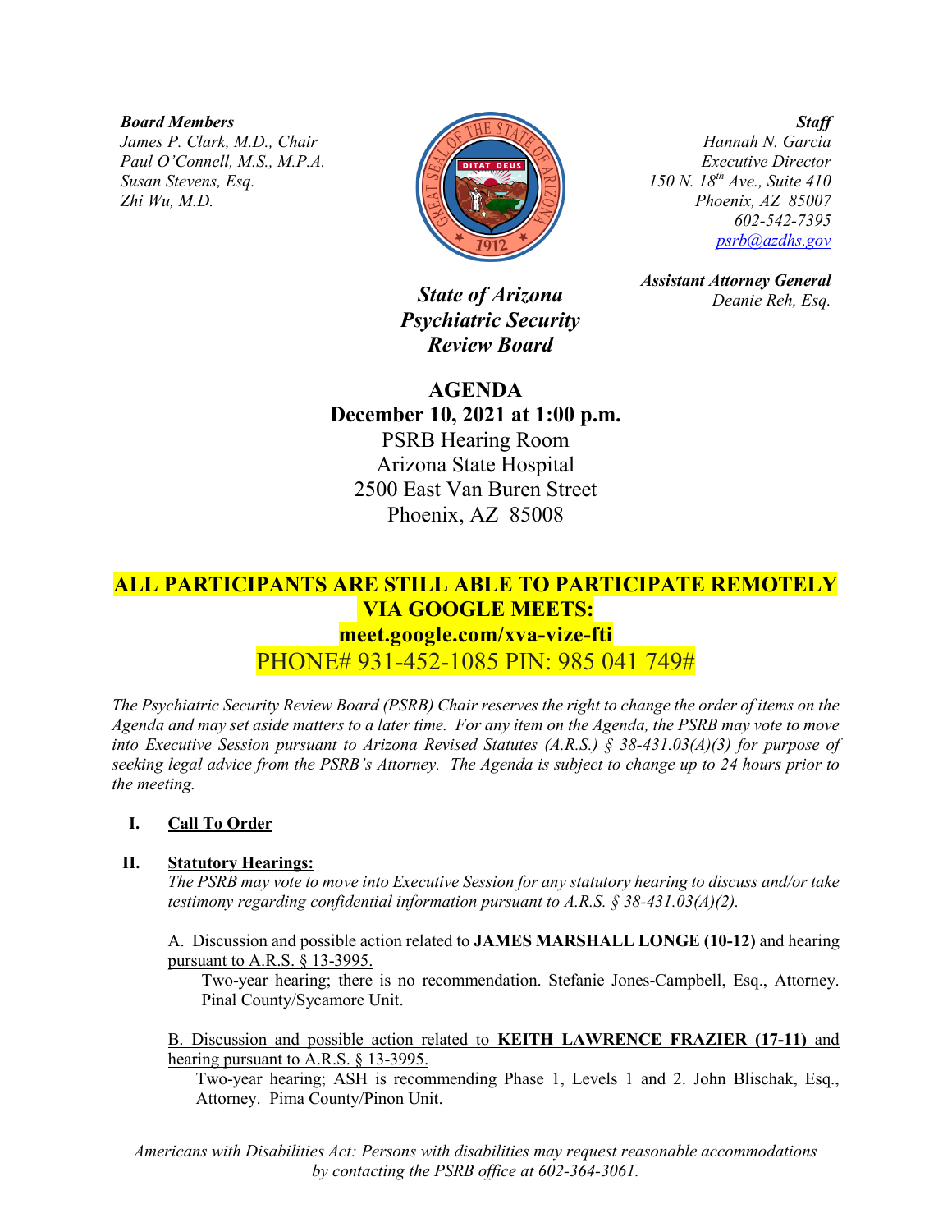***Board Members***
*James P. Clark, M.D., Chair*
*Paul O'Connell, M.S., M.P.A.*
*Susan Stevens, Esq.*
*Zhi Wu, M.D.*

***Staff***
*Hannah N. Garcia*
*Executive Director*
*150 N. 18th Ave., Suite 410*
*Phoenix, AZ 85007*
*602-542-7395*
*psrb@azdhs.gov*

***Assistant Attorney General***
*Deanie Reh, Esq.*

***State of Arizona***
***Psychiatric Security***
***Review Board***

# AGENDA

**December 10, 2021 at 1:00 p.m.**
PSRB Hearing Room
Arizona State Hospital
2500 East Van Buren Street
Phoenix, AZ 85008

**ALL PARTICIPANTS ARE STILL ABLE TO PARTICIPATE REMOTELY VIA GOOGLE MEETS:**
**meet.google.com/xva-vize-fti**
PHONE# 931-452-1085 PIN: 985 041 749#

*The Psychiatric Security Review Board (PSRB) Chair reserves the right to change the order of items on the Agenda and may set aside matters to a later time. For any item on the Agenda, the PSRB may vote to move into Executive Session pursuant to Arizona Revised Statutes (A.R.S.) § 38-431.03(A)(3) for purpose of seeking legal advice from the PSRB's Attorney. The Agenda is subject to change up to 24 hours prior to the meeting.*

**I. Call To Order**

**II. Statutory Hearings:**
*The PSRB may vote to move into Executive Session for any statutory hearing to discuss and/or take testimony regarding confidential information pursuant to A.R.S. § 38-431.03(A)(2).*

A. Discussion and possible action related to **JAMES MARSHALL LONGE (10-12)** and hearing pursuant to A.R.S. § 13-3995.
Two-year hearing; there is no recommendation. Stefanie Jones-Campbell, Esq., Attorney. Pinal County/Sycamore Unit.

B. Discussion and possible action related to **KEITH LAWRENCE FRAZIER (17-11)** and hearing pursuant to A.R.S. § 13-3995.
Two-year hearing; ASH is recommending Phase 1, Levels 1 and 2. John Blischak, Esq., Attorney. Pima County/Pinon Unit.

*Americans with Disabilities Act: Persons with disabilities may request reasonable accommodations by contacting the PSRB office at 602-364-3061.*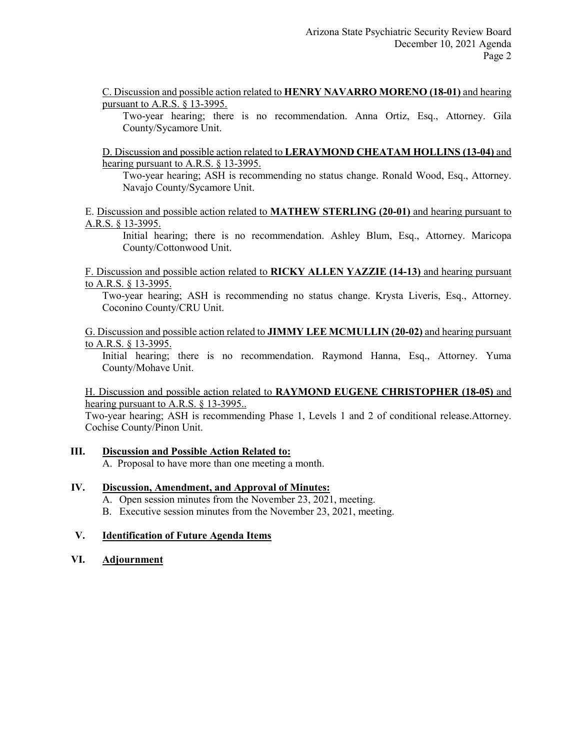C. <u>Discussion and possible action related to **HENRY NAVARRO MORENO (18-01)** and hearing pursuant to A.R.S. § 13-3995.</u>

Two-year hearing; there is no recommendation. Anna Ortiz, Esq., Attorney. Gila County/Sycamore Unit.

D. <u>Discussion and possible action related to **LERAYMOND CHEATAM HOLLINS (13-04)** and hearing pursuant to A.R.S. § 13-3995.</u>

Two-year hearing; ASH is recommending no status change. Ronald Wood, Esq., Attorney. Navajo County/Sycamore Unit.

E. <u>Discussion and possible action related to **MATHEW STERLING (20-01)** and hearing pursuant to A.R.S. § 13-3995.</u>

Initial hearing; there is no recommendation. Ashley Blum, Esq., Attorney. Maricopa County/Cottonwood Unit.

F. <u>Discussion and possible action related to **RICKY ALLEN YAZZIE (14-13)** and hearing pursuant to A.R.S. § 13-3995.</u>

Two-year hearing; ASH is recommending no status change. Krysta Liveris, Esq., Attorney. Coconino County/CRU Unit.

G. <u>Discussion and possible action related to **JIMMY LEE MCMULLIN (20-02)** and hearing pursuant to A.R.S. § 13-3995.</u>

Initial hearing; there is no recommendation. Raymond Hanna, Esq., Attorney. Yuma County/Mohave Unit.

H. <u>Discussion and possible action related to **RAYMOND EUGENE CHRISTOPHER (18-05)** and hearing pursuant to A.R.S. § 13-3995..</u>

Two-year hearing; ASH is recommending Phase 1, Levels 1 and 2 of conditional release.Attorney. Cochise County/Pinon Unit.

## III. Discussion and Possible Action Related to:

A. Proposal to have more than one meeting a month.

## IV. Discussion, Amendment, and Approval of Minutes:

A. Open session minutes from the November 23, 2021, meeting.
B. Executive session minutes from the November 23, 2021, meeting.

## V. Identification of Future Agenda Items

## VI. Adjournment